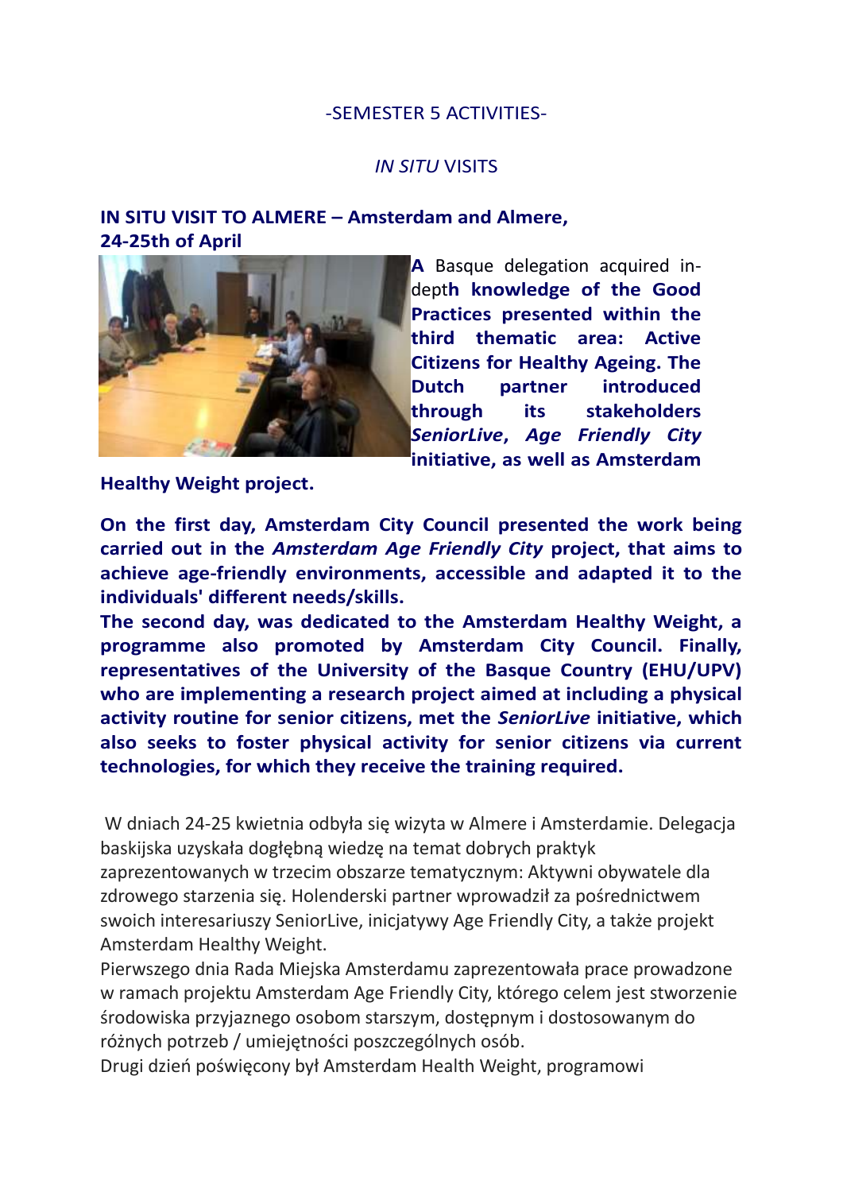-SEMESTER 5 ACTIVITIES-

*IN SITU* VISITS

## IN SITU VISIT TO ALMERE – Amsterdam and Almere, 24-25th of April

**A** Basque delegation acquired in-dept**h knowledge of the Good Practices presented within the third thematic area: Active Citizens for Healthy Ageing. The Dutch partner introduced through its stakeholders *SeniorLive*, *Age Friendly City* initiative, as well as Amsterdam Healthy Weight project.**

**On the first day, Amsterdam City Council presented the work being carried out in the *Amsterdam Age Friendly City* project, that aims to achieve age-friendly environments, accessible and adapted it to the individuals' different needs/skills.**

**The second day, was dedicated to the Amsterdam Healthy Weight, a programme also promoted by Amsterdam City Council. Finally, representatives of the University of the Basque Country (EHU/UPV) who are implementing a research project aimed at including a physical activity routine for senior citizens, met the *SeniorLive* initiative, which also seeks to foster physical activity for senior citizens via current technologies, for which they receive the training required.**

W dniach 24-25 kwietnia odbyła się wizyta w Almere i Amsterdamie. Delegacja baskijska uzyskała dogłębną wiedzę na temat dobrych praktyk zaprezentowanych w trzecim obszarze tematycznym: Aktywni obywatele dla zdrowego starzenia się. Holenderski partner wprowadził za pośrednictwem swoich interesariuszy SeniorLive, inicjatywy Age Friendly City, a także projekt Amsterdam Healthy Weight.

Pierwszego dnia Rada Miejska Amsterdamu zaprezentowała prace prowadzone w ramach projektu Amsterdam Age Friendly City, którego celem jest stworzenie środowiska przyjaznego osobom starszym, dostępnym i dostosowanym do różnych potrzeb / umiejętności poszczególnych osób.

Drugi dzień poświęcony był Amsterdam Health Weight, programowi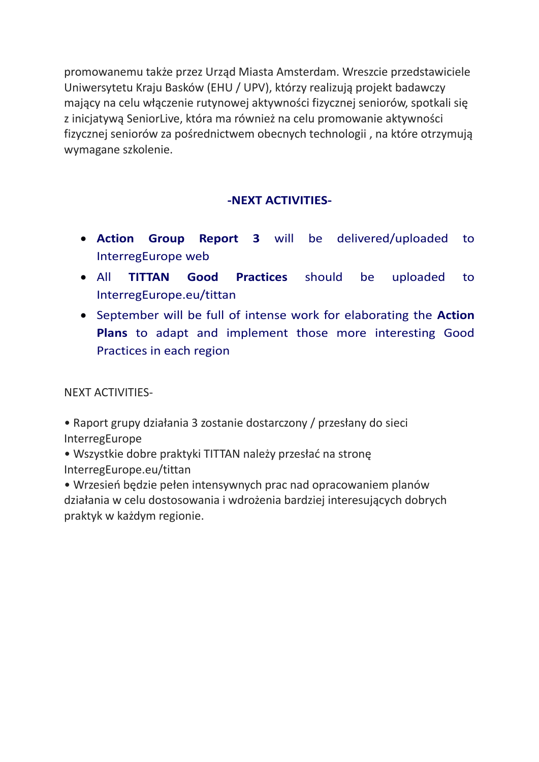promowanemu także przez Urząd Miasta Amsterdam. Wreszcie przedstawiciele Uniwersytetu Kraju Basków (EHU / UPV), którzy realizują projekt badawczy mający na celu włączenie rutynowej aktywności fizycznej seniorów, spotkali się z inicjatywą SeniorLive, która ma również na celu promowanie aktywności fizycznej seniorów za pośrednictwem obecnych technologii , na które otrzymują wymagane szkolenie.

## -NEXT ACTIVITIES-

- **Action Group Report 3** will be delivered/uploaded to InterregEurope web
- All **TITTAN Good Practices** should be uploaded to InterregEurope.eu/tittan
- September will be full of intense work for elaborating the **Action Plans** to adapt and implement those more interesting Good Practices in each region

NEXT ACTIVITIES-

• Raport grupy działania 3 zostanie dostarczony / przesłany do sieci InterregEurope
• Wszystkie dobre praktyki TITTAN należy przesłać na stronę InterregEurope.eu/tittan
• Wrzesień będzie pełen intensywnych prac nad opracowaniem planów działania w celu dostosowania i wdrożenia bardziej interesujących dobrych praktyk w każdym regionie.